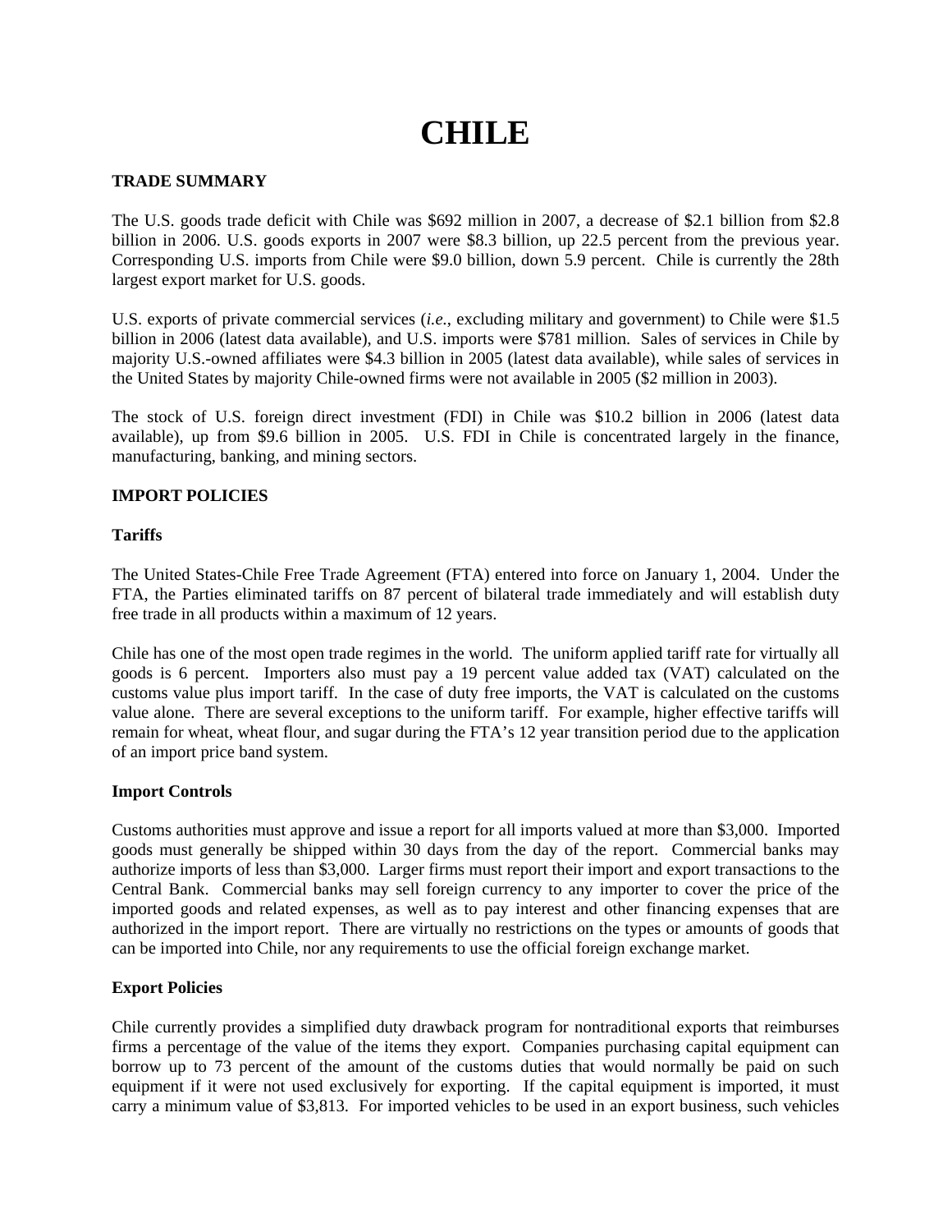# CHILE

## TRADE SUMMARY

The U.S. goods trade deficit with Chile was $692 million in 2007, a decrease of $2.1 billion from $2.8 billion in 2006. U.S. goods exports in 2007 were $8.3 billion, up 22.5 percent from the previous year. Corresponding U.S. imports from Chile were $9.0 billion, down 5.9 percent. Chile is currently the 28th largest export market for U.S. goods.

U.S. exports of private commercial services (*i.e.*, excluding military and government) to Chile were $1.5 billion in 2006 (latest data available), and U.S. imports were $781 million. Sales of services in Chile by majority U.S.-owned affiliates were $4.3 billion in 2005 (latest data available), while sales of services in the United States by majority Chile-owned firms were not available in 2005 ($2 million in 2003).

The stock of U.S. foreign direct investment (FDI) in Chile was $10.2 billion in 2006 (latest data available), up from $9.6 billion in 2005. U.S. FDI in Chile is concentrated largely in the finance, manufacturing, banking, and mining sectors.

## IMPORT POLICIES

### Tariffs

The United States-Chile Free Trade Agreement (FTA) entered into force on January 1, 2004. Under the FTA, the Parties eliminated tariffs on 87 percent of bilateral trade immediately and will establish duty free trade in all products within a maximum of 12 years.

Chile has one of the most open trade regimes in the world. The uniform applied tariff rate for virtually all goods is 6 percent. Importers also must pay a 19 percent value added tax (VAT) calculated on the customs value plus import tariff. In the case of duty free imports, the VAT is calculated on the customs value alone. There are several exceptions to the uniform tariff. For example, higher effective tariffs will remain for wheat, wheat flour, and sugar during the FTA's 12 year transition period due to the application of an import price band system.

### Import Controls

Customs authorities must approve and issue a report for all imports valued at more than $3,000. Imported goods must generally be shipped within 30 days from the day of the report. Commercial banks may authorize imports of less than $3,000. Larger firms must report their import and export transactions to the Central Bank. Commercial banks may sell foreign currency to any importer to cover the price of the imported goods and related expenses, as well as to pay interest and other financing expenses that are authorized in the import report. There are virtually no restrictions on the types or amounts of goods that can be imported into Chile, nor any requirements to use the official foreign exchange market.

### Export Policies

Chile currently provides a simplified duty drawback program for nontraditional exports that reimburses firms a percentage of the value of the items they export. Companies purchasing capital equipment can borrow up to 73 percent of the amount of the customs duties that would normally be paid on such equipment if it were not used exclusively for exporting. If the capital equipment is imported, it must carry a minimum value of $3,813. For imported vehicles to be used in an export business, such vehicles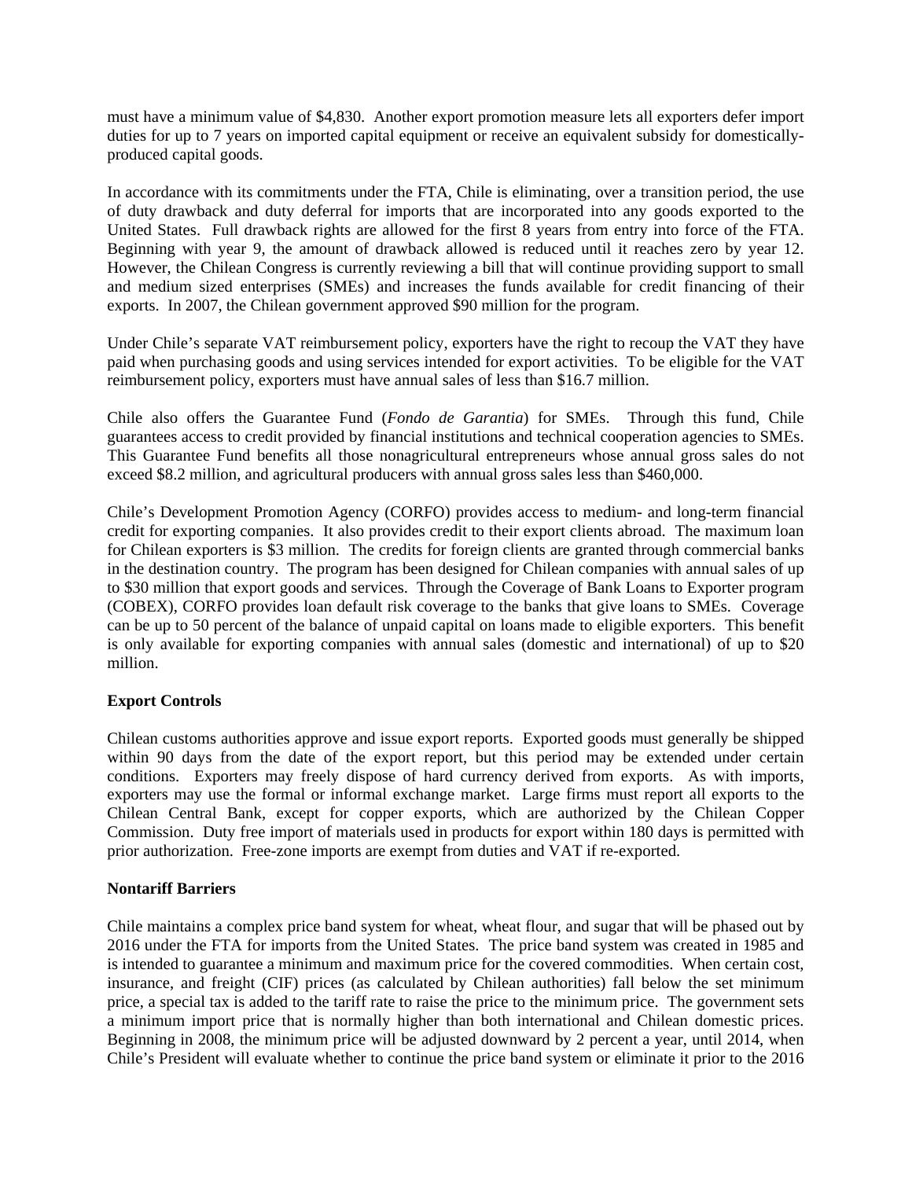must have a minimum value of $4,830. Another export promotion measure lets all exporters defer import duties for up to 7 years on imported capital equipment or receive an equivalent subsidy for domestically-produced capital goods.

In accordance with its commitments under the FTA, Chile is eliminating, over a transition period, the use of duty drawback and duty deferral for imports that are incorporated into any goods exported to the United States. Full drawback rights are allowed for the first 8 years from entry into force of the FTA. Beginning with year 9, the amount of drawback allowed is reduced until it reaches zero by year 12. However, the Chilean Congress is currently reviewing a bill that will continue providing support to small and medium sized enterprises (SMEs) and increases the funds available for credit financing of their exports. In 2007, the Chilean government approved $90 million for the program.

Under Chile's separate VAT reimbursement policy, exporters have the right to recoup the VAT they have paid when purchasing goods and using services intended for export activities. To be eligible for the VAT reimbursement policy, exporters must have annual sales of less than $16.7 million.

Chile also offers the Guarantee Fund (*Fondo de Garantia*) for SMEs. Through this fund, Chile guarantees access to credit provided by financial institutions and technical cooperation agencies to SMEs. This Guarantee Fund benefits all those nonagricultural entrepreneurs whose annual gross sales do not exceed $8.2 million, and agricultural producers with annual gross sales less than $460,000.

Chile's Development Promotion Agency (CORFO) provides access to medium- and long-term financial credit for exporting companies. It also provides credit to their export clients abroad. The maximum loan for Chilean exporters is $3 million. The credits for foreign clients are granted through commercial banks in the destination country. The program has been designed for Chilean companies with annual sales of up to $30 million that export goods and services. Through the Coverage of Bank Loans to Exporter program (COBEX), CORFO provides loan default risk coverage to the banks that give loans to SMEs. Coverage can be up to 50 percent of the balance of unpaid capital on loans made to eligible exporters. This benefit is only available for exporting companies with annual sales (domestic and international) of up to $20 million.

**Export Controls**

Chilean customs authorities approve and issue export reports. Exported goods must generally be shipped within 90 days from the date of the export report, but this period may be extended under certain conditions. Exporters may freely dispose of hard currency derived from exports. As with imports, exporters may use the formal or informal exchange market. Large firms must report all exports to the Chilean Central Bank, except for copper exports, which are authorized by the Chilean Copper Commission. Duty free import of materials used in products for export within 180 days is permitted with prior authorization. Free-zone imports are exempt from duties and VAT if re-exported.

**Nontariff Barriers**

Chile maintains a complex price band system for wheat, wheat flour, and sugar that will be phased out by 2016 under the FTA for imports from the United States. The price band system was created in 1985 and is intended to guarantee a minimum and maximum price for the covered commodities. When certain cost, insurance, and freight (CIF) prices (as calculated by Chilean authorities) fall below the set minimum price, a special tax is added to the tariff rate to raise the price to the minimum price. The government sets a minimum import price that is normally higher than both international and Chilean domestic prices. Beginning in 2008, the minimum price will be adjusted downward by 2 percent a year, until 2014, when Chile's President will evaluate whether to continue the price band system or eliminate it prior to the 2016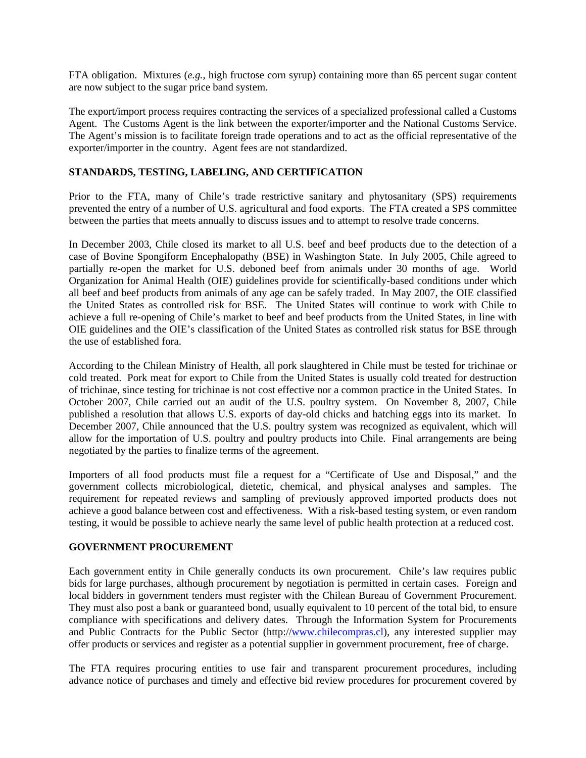FTA obligation. Mixtures (*e.g.*, high fructose corn syrup) containing more than 65 percent sugar content are now subject to the sugar price band system.

The export/import process requires contracting the services of a specialized professional called a Customs Agent. The Customs Agent is the link between the exporter/importer and the National Customs Service. The Agent's mission is to facilitate foreign trade operations and to act as the official representative of the exporter/importer in the country. Agent fees are not standardized.

**STANDARDS, TESTING, LABELING, AND CERTIFICATION**

Prior to the FTA, many of Chile's trade restrictive sanitary and phytosanitary (SPS) requirements prevented the entry of a number of U.S. agricultural and food exports. The FTA created a SPS committee between the parties that meets annually to discuss issues and to attempt to resolve trade concerns.

In December 2003, Chile closed its market to all U.S. beef and beef products due to the detection of a case of Bovine Spongiform Encephalopathy (BSE) in Washington State. In July 2005, Chile agreed to partially re-open the market for U.S. deboned beef from animals under 30 months of age. World Organization for Animal Health (OIE) guidelines provide for scientifically-based conditions under which all beef and beef products from animals of any age can be safely traded. In May 2007, the OIE classified the United States as controlled risk for BSE. The United States will continue to work with Chile to achieve a full re-opening of Chile's market to beef and beef products from the United States, in line with OIE guidelines and the OIE's classification of the United States as controlled risk status for BSE through the use of established fora.

According to the Chilean Ministry of Health, all pork slaughtered in Chile must be tested for trichinae or cold treated. Pork meat for export to Chile from the United States is usually cold treated for destruction of trichinae, since testing for trichinae is not cost effective nor a common practice in the United States. In October 2007, Chile carried out an audit of the U.S. poultry system. On November 8, 2007, Chile published a resolution that allows U.S. exports of day-old chicks and hatching eggs into its market. In December 2007, Chile announced that the U.S. poultry system was recognized as equivalent, which will allow for the importation of U.S. poultry and poultry products into Chile. Final arrangements are being negotiated by the parties to finalize terms of the agreement.

Importers of all food products must file a request for a "Certificate of Use and Disposal," and the government collects microbiological, dietetic, chemical, and physical analyses and samples. The requirement for repeated reviews and sampling of previously approved imported products does not achieve a good balance between cost and effectiveness. With a risk-based testing system, or even random testing, it would be possible to achieve nearly the same level of public health protection at a reduced cost.

**GOVERNMENT PROCUREMENT**

Each government entity in Chile generally conducts its own procurement. Chile's law requires public bids for large purchases, although procurement by negotiation is permitted in certain cases. Foreign and local bidders in government tenders must register with the Chilean Bureau of Government Procurement. They must also post a bank or guaranteed bond, usually equivalent to 10 percent of the total bid, to ensure compliance with specifications and delivery dates. Through the Information System for Procurements and Public Contracts for the Public Sector (http://www.chilecompras.cl), any interested supplier may offer products or services and register as a potential supplier in government procurement, free of charge.

The FTA requires procuring entities to use fair and transparent procurement procedures, including advance notice of purchases and timely and effective bid review procedures for procurement covered by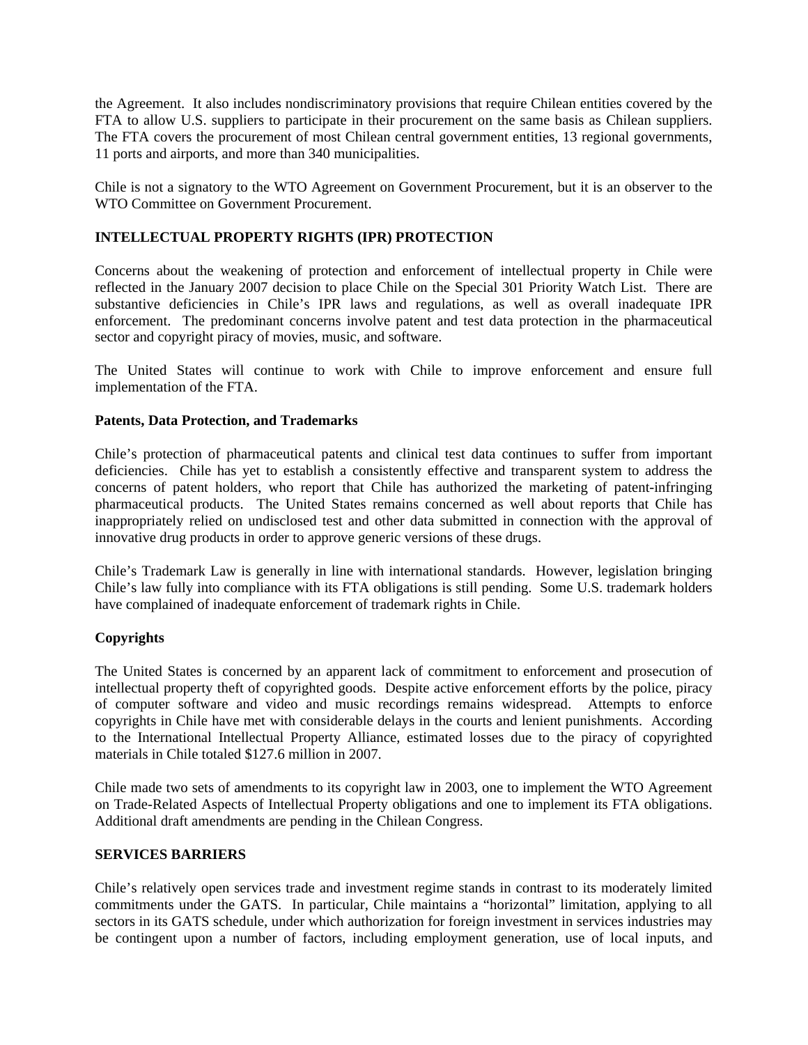the Agreement. It also includes nondiscriminatory provisions that require Chilean entities covered by the FTA to allow U.S. suppliers to participate in their procurement on the same basis as Chilean suppliers. The FTA covers the procurement of most Chilean central government entities, 13 regional governments, 11 ports and airports, and more than 340 municipalities.

Chile is not a signatory to the WTO Agreement on Government Procurement, but it is an observer to the WTO Committee on Government Procurement.

## INTELLECTUAL PROPERTY RIGHTS (IPR) PROTECTION

Concerns about the weakening of protection and enforcement of intellectual property in Chile were reflected in the January 2007 decision to place Chile on the Special 301 Priority Watch List. There are substantive deficiencies in Chile's IPR laws and regulations, as well as overall inadequate IPR enforcement. The predominant concerns involve patent and test data protection in the pharmaceutical sector and copyright piracy of movies, music, and software.

The United States will continue to work with Chile to improve enforcement and ensure full implementation of the FTA.

### Patents, Data Protection, and Trademarks

Chile's protection of pharmaceutical patents and clinical test data continues to suffer from important deficiencies. Chile has yet to establish a consistently effective and transparent system to address the concerns of patent holders, who report that Chile has authorized the marketing of patent-infringing pharmaceutical products. The United States remains concerned as well about reports that Chile has inappropriately relied on undisclosed test and other data submitted in connection with the approval of innovative drug products in order to approve generic versions of these drugs.

Chile's Trademark Law is generally in line with international standards. However, legislation bringing Chile's law fully into compliance with its FTA obligations is still pending. Some U.S. trademark holders have complained of inadequate enforcement of trademark rights in Chile.

### Copyrights

The United States is concerned by an apparent lack of commitment to enforcement and prosecution of intellectual property theft of copyrighted goods. Despite active enforcement efforts by the police, piracy of computer software and video and music recordings remains widespread. Attempts to enforce copyrights in Chile have met with considerable delays in the courts and lenient punishments. According to the International Intellectual Property Alliance, estimated losses due to the piracy of copyrighted materials in Chile totaled $127.6 million in 2007.

Chile made two sets of amendments to its copyright law in 2003, one to implement the WTO Agreement on Trade-Related Aspects of Intellectual Property obligations and one to implement its FTA obligations. Additional draft amendments are pending in the Chilean Congress.

## SERVICES BARRIERS

Chile's relatively open services trade and investment regime stands in contrast to its moderately limited commitments under the GATS. In particular, Chile maintains a "horizontal" limitation, applying to all sectors in its GATS schedule, under which authorization for foreign investment in services industries may be contingent upon a number of factors, including employment generation, use of local inputs, and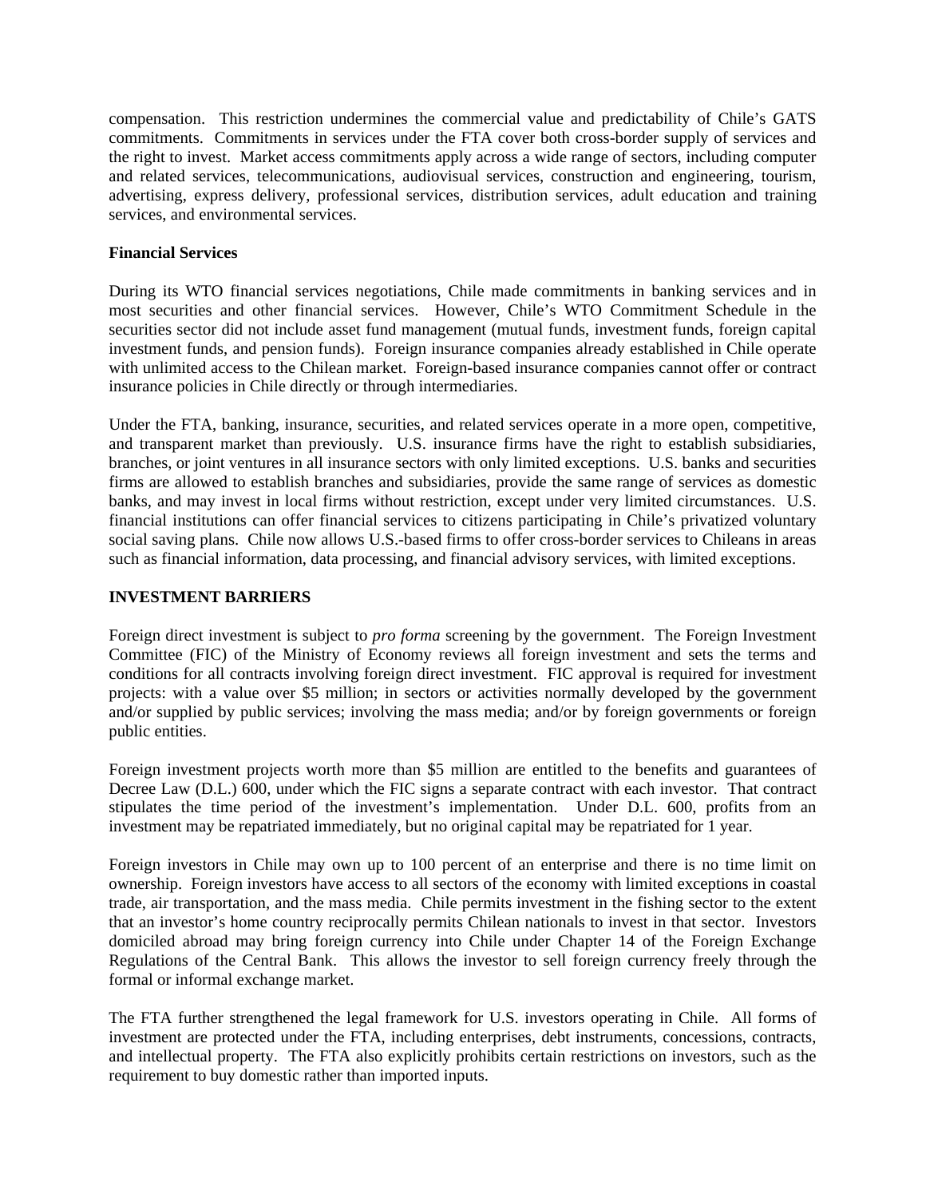compensation. This restriction undermines the commercial value and predictability of Chile's GATS commitments. Commitments in services under the FTA cover both cross-border supply of services and the right to invest. Market access commitments apply across a wide range of sectors, including computer and related services, telecommunications, audiovisual services, construction and engineering, tourism, advertising, express delivery, professional services, distribution services, adult education and training services, and environmental services.

**Financial Services**

During its WTO financial services negotiations, Chile made commitments in banking services and in most securities and other financial services. However, Chile's WTO Commitment Schedule in the securities sector did not include asset fund management (mutual funds, investment funds, foreign capital investment funds, and pension funds). Foreign insurance companies already established in Chile operate with unlimited access to the Chilean market. Foreign-based insurance companies cannot offer or contract insurance policies in Chile directly or through intermediaries.

Under the FTA, banking, insurance, securities, and related services operate in a more open, competitive, and transparent market than previously. U.S. insurance firms have the right to establish subsidiaries, branches, or joint ventures in all insurance sectors with only limited exceptions. U.S. banks and securities firms are allowed to establish branches and subsidiaries, provide the same range of services as domestic banks, and may invest in local firms without restriction, except under very limited circumstances. U.S. financial institutions can offer financial services to citizens participating in Chile's privatized voluntary social saving plans. Chile now allows U.S.-based firms to offer cross-border services to Chileans in areas such as financial information, data processing, and financial advisory services, with limited exceptions.

**INVESTMENT BARRIERS**

Foreign direct investment is subject to *pro forma* screening by the government. The Foreign Investment Committee (FIC) of the Ministry of Economy reviews all foreign investment and sets the terms and conditions for all contracts involving foreign direct investment. FIC approval is required for investment projects: with a value over $5 million; in sectors or activities normally developed by the government and/or supplied by public services; involving the mass media; and/or by foreign governments or foreign public entities.

Foreign investment projects worth more than $5 million are entitled to the benefits and guarantees of Decree Law (D.L.) 600, under which the FIC signs a separate contract with each investor. That contract stipulates the time period of the investment's implementation. Under D.L. 600, profits from an investment may be repatriated immediately, but no original capital may be repatriated for 1 year.

Foreign investors in Chile may own up to 100 percent of an enterprise and there is no time limit on ownership. Foreign investors have access to all sectors of the economy with limited exceptions in coastal trade, air transportation, and the mass media. Chile permits investment in the fishing sector to the extent that an investor's home country reciprocally permits Chilean nationals to invest in that sector. Investors domiciled abroad may bring foreign currency into Chile under Chapter 14 of the Foreign Exchange Regulations of the Central Bank. This allows the investor to sell foreign currency freely through the formal or informal exchange market.

The FTA further strengthened the legal framework for U.S. investors operating in Chile. All forms of investment are protected under the FTA, including enterprises, debt instruments, concessions, contracts, and intellectual property. The FTA also explicitly prohibits certain restrictions on investors, such as the requirement to buy domestic rather than imported inputs.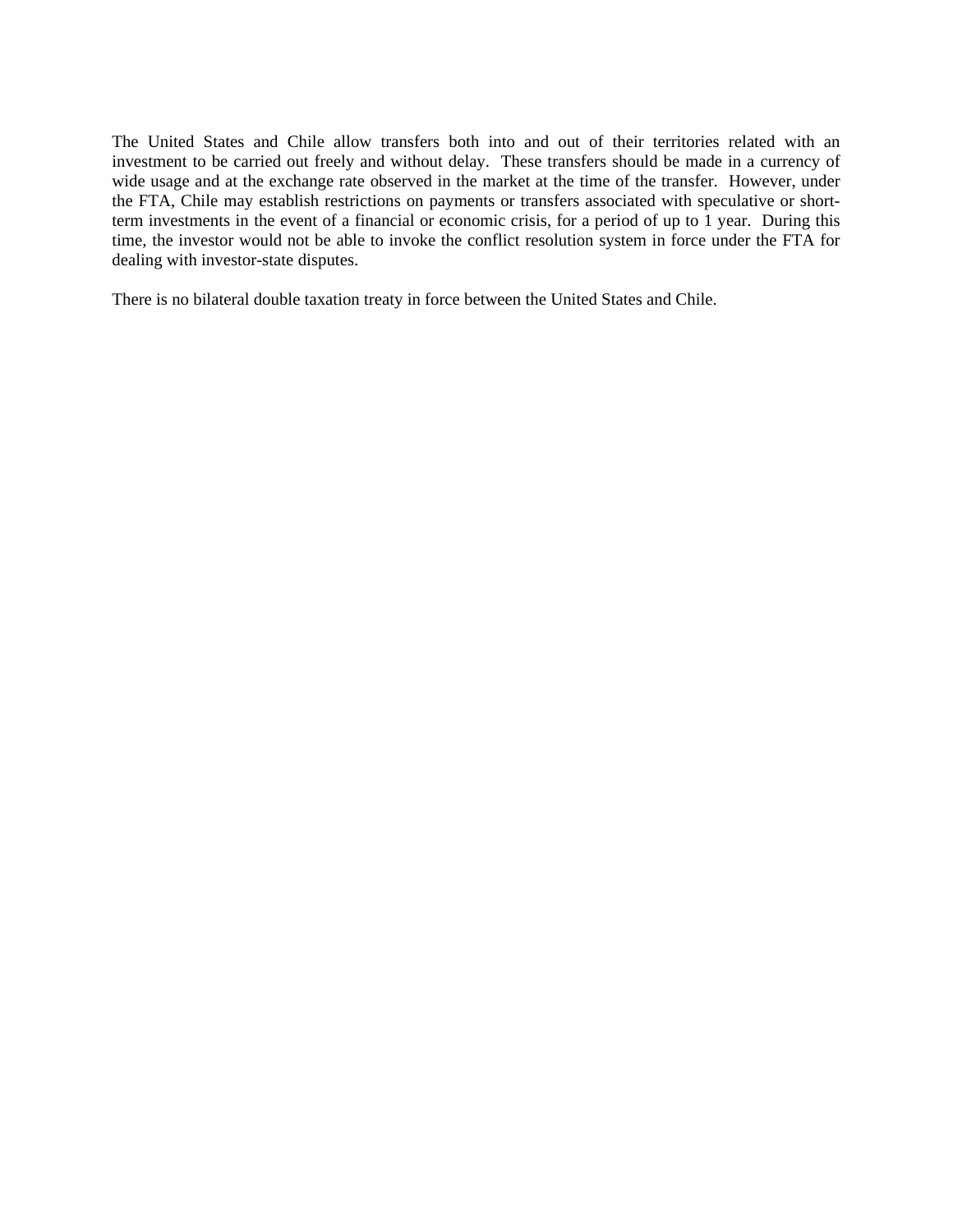The United States and Chile allow transfers both into and out of their territories related with an investment to be carried out freely and without delay. These transfers should be made in a currency of wide usage and at the exchange rate observed in the market at the time of the transfer. However, under the FTA, Chile may establish restrictions on payments or transfers associated with speculative or short-term investments in the event of a financial or economic crisis, for a period of up to 1 year. During this time, the investor would not be able to invoke the conflict resolution system in force under the FTA for dealing with investor-state disputes.

There is no bilateral double taxation treaty in force between the United States and Chile.